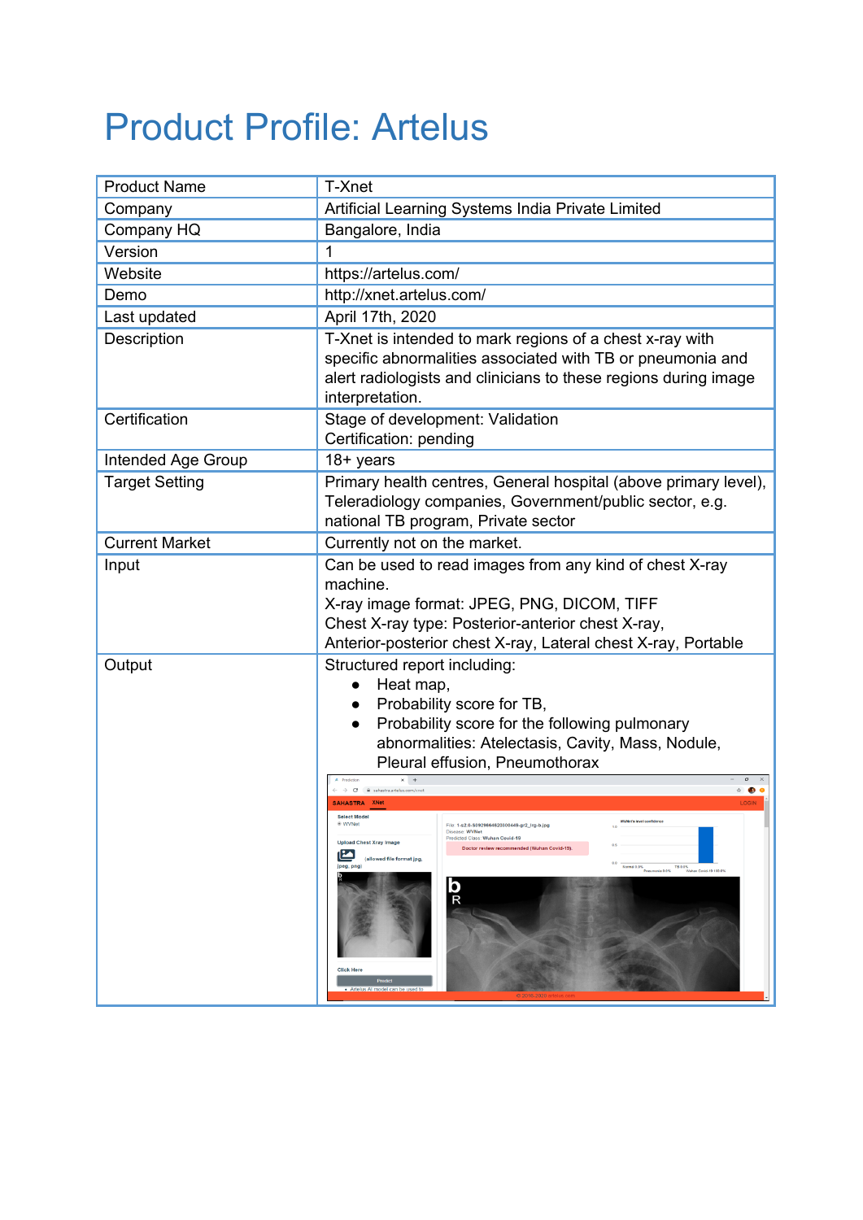# Product Profile: Artelus

| Product Name | T-Xnet |
|---|---|
| Company | Artificial Learning Systems India Private Limited |
| Company HQ | Bangalore, India |
| Version | 1 |
| Website | https://artelus.com/ |
| Demo | http://xnet.artelus.com/ |
| Last updated | April 17th, 2020 |
| Description | T-Xnet is intended to mark regions of a chest x-ray with specific abnormalities associated with TB or pneumonia and alert radiologists and clinicians to these regions during image interpretation. |
| Certification | Stage of development: Validation<br>Certification: pending |
| Intended Age Group | 18+ years |
| Target Setting | Primary health centres, General hospital (above primary level), Teleradiology companies, Government/public sector, e.g. national TB program, Private sector |
| Current Market | Currently not on the market. |
| Input | Can be used to read images from any kind of chest X-ray machine.<br>X-ray image format: JPEG, PNG, DICOM, TIFF<br>Chest X-ray type: Posterior-anterior chest X-ray, Anterior-posterior chest X-ray, Lateral chest X-ray, Portable |
| Output | Structured report including:<br>• Heat map,<br>• Probability score for TB,<br>• Probability score for the following pulmonary abnormalities: Atelectasis, Cavity, Mass, Nodule, Pleural effusion, Pneumothorax |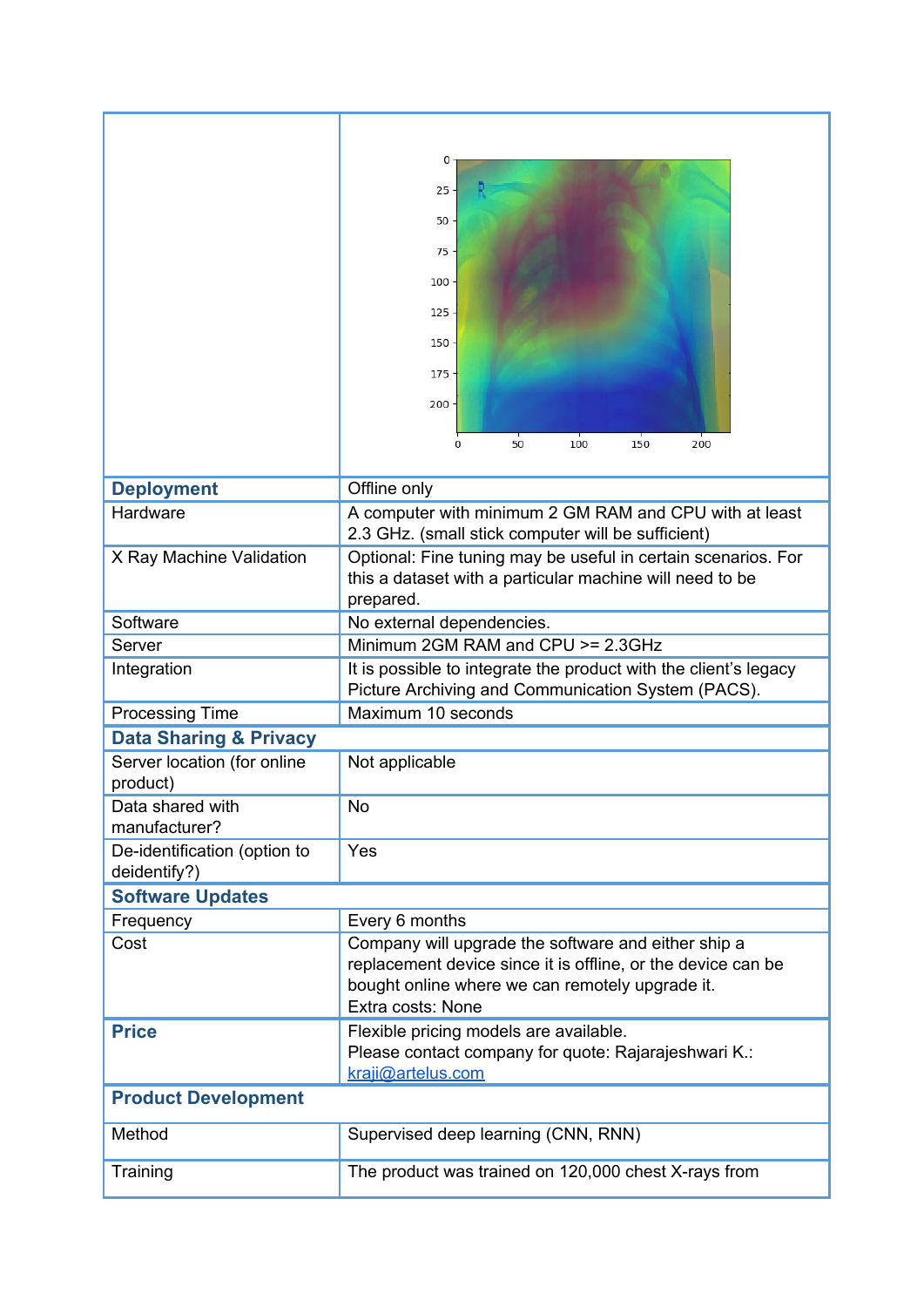| | |
|---|---|
| | |
| **Deployment** | Offline only |
| Hardware | A computer with minimum 2 GM RAM and CPU with at least 2.3 GHz. (small stick computer will be sufficient) |
| X Ray Machine Validation | Optional: Fine tuning may be useful in certain scenarios. For this a dataset with a particular machine will need to be prepared. |
| Software | No external dependencies. |
| Server | Minimum 2GM RAM and CPU >= 2.3GHz |
| Integration | It is possible to integrate the product with the client's legacy Picture Archiving and Communication System (PACS). |
| Processing Time | Maximum 10 seconds |
| **Data Sharing & Privacy** | |
| Server location (for online product) | Not applicable |
| Data shared with manufacturer? | No |
| De-identification (option to deidentify?) | Yes |
| **Software Updates** | |
| Frequency | Every 6 months |
| Cost | Company will upgrade the software and either ship a replacement device since it is offline, or the device can be bought online where we can remotely upgrade it.<br>Extra costs: None |
| **Price** | Flexible pricing models are available.<br>Please contact company for quote: Rajarajeshwari K.: [kraji@artelus.com](mailto:kraji@artelus.com) |
| **Product Development** | |
| Method | Supervised deep learning (CNN, RNN) |
| Training | The product was trained on 120,000 chest X-rays from |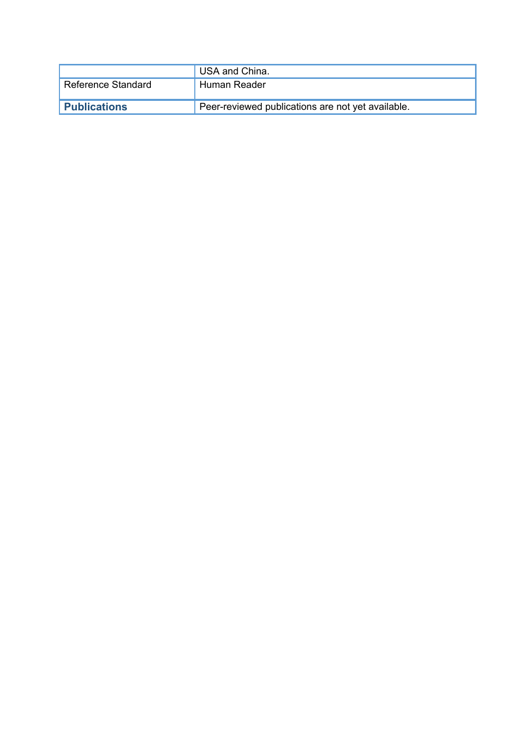| | |
|---|---|
| | USA and China. |
| Reference Standard | Human Reader |
| **Publications** | Peer-reviewed publications are not yet available. |